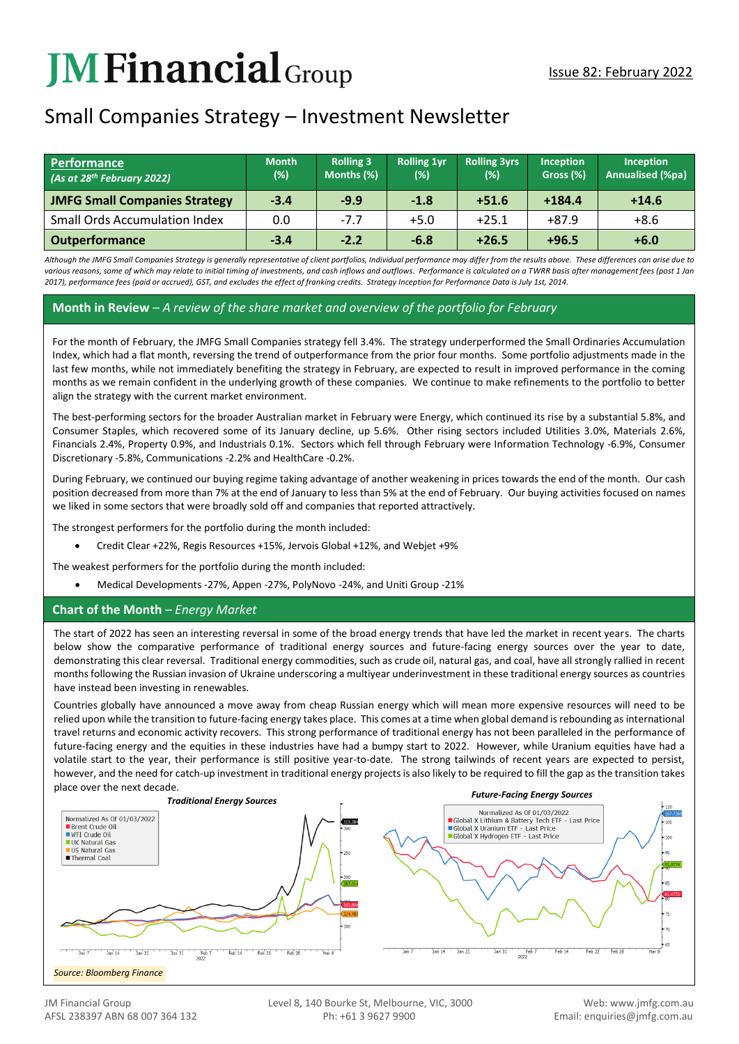# JM Financial Group

Issue 82: February 2022

## Small Companies Strategy – Investment Newsletter

| Performance (As at 28th February 2022) | Month (%) | Rolling 3 Months (%) | Rolling 1yr (%) | Rolling 3yrs (%) | Inception Gross (%) | Inception Annualised (%pa) |
|---|---|---|---|---|---|---|
| **JMFG Small Companies Strategy** | **-3.4** | **-9.9** | **-1.8** | **+51.6** | **+184.4** | **+14.6** |
| Small Ords Accumulation Index | 0.0 | -7.7 | +5.0 | +25.1 | +87.9 | +8.6 |
| **Outperformance** | **-3.4** | **-2.2** | **-6.8** | **+26.5** | **+96.5** | **+6.0** |

*Although the JMFG Small Companies Strategy is generally representative of client portfolios, Individual performance may differ from the results above. These differences can arise due to various reasons, some of which may relate to initial timing of investments, and cash inflows and outflows. Performance is calculated on a TWRR basis after management fees (post 1 Jan 2017), performance fees (paid or accrued), GST, and excludes the effect of franking credits. Strategy Inception for Performance Data is July 1st, 2014.*

## Month in Review – *A review of the share market and overview of the portfolio for February*

For the month of February, the JMFG Small Companies strategy fell 3.4%. The strategy underperformed the Small Ordinaries Accumulation Index, which had a flat month, reversing the trend of outperformance from the prior four months. Some portfolio adjustments made in the last few months, while not immediately benefiting the strategy in February, are expected to result in improved performance in the coming months as we remain confident in the underlying growth of these companies. We continue to make refinements to the portfolio to better align the strategy with the current market environment.

The best-performing sectors for the broader Australian market in February were Energy, which continued its rise by a substantial 5.8%, and Consumer Staples, which recovered some of its January decline, up 5.6%. Other rising sectors included Utilities 3.0%, Materials 2.6%, Financials 2.4%, Property 0.9%, and Industrials 0.1%. Sectors which fell through February were Information Technology -6.9%, Consumer Discretionary -5.8%, Communications -2.2% and HealthCare -0.2%.

During February, we continued our buying regime taking advantage of another weakening in prices towards the end of the month. Our cash position decreased from more than 7% at the end of January to less than 5% at the end of February. Our buying activities focused on names we liked in some sectors that were broadly sold off and companies that reported attractively.

The strongest performers for the portfolio during the month included:

- Credit Clear +22%, Regis Resources +15%, Jervois Global +12%, and Webjet +9%

The weakest performers for the portfolio during the month included:

- Medical Developments -27%, Appen -27%, PolyNovo -24%, and Uniti Group -21%

## Chart of the Month – *Energy Market*

The start of 2022 has seen an interesting reversal in some of the broad energy trends that have led the market in recent years. The charts below show the comparative performance of traditional energy sources and future-facing energy sources over the year to date, demonstrating this clear reversal. Traditional energy commodities, such as crude oil, natural gas, and coal, have all strongly rallied in recent months following the Russian invasion of Ukraine underscoring a multiyear underinvestment in these traditional energy sources as countries have instead been investing in renewables.

Countries globally have announced a move away from cheap Russian energy which will mean more expensive resources will need to be relied upon while the transition to future-facing energy takes place. This comes at a time when global demand is rebounding as international travel returns and economic activity recovers. This strong performance of traditional energy has not been paralleled in the performance of future-facing energy and the equities in these industries have had a bumpy start to 2022. However, while Uranium equities have had a volatile start to the year, their performance is still positive year-to-date. The strong tailwinds of recent years are expected to persist, however, and the need for catch-up investment in traditional energy projects is also likely to be required to fill the gap as the transition takes place over the next decade.

*Traditional Energy Sources*

*Future-Facing Energy Sources*

*Source: Bloomberg Finance*

JM Financial Group
AFSL 238397 ABN 68 007 364 132

Level 8, 140 Bourke St, Melbourne, VIC, 3000
Ph: +61 3 9627 9900

Web: www.jmfg.com.au
Email: enquiries@jmfg.com.au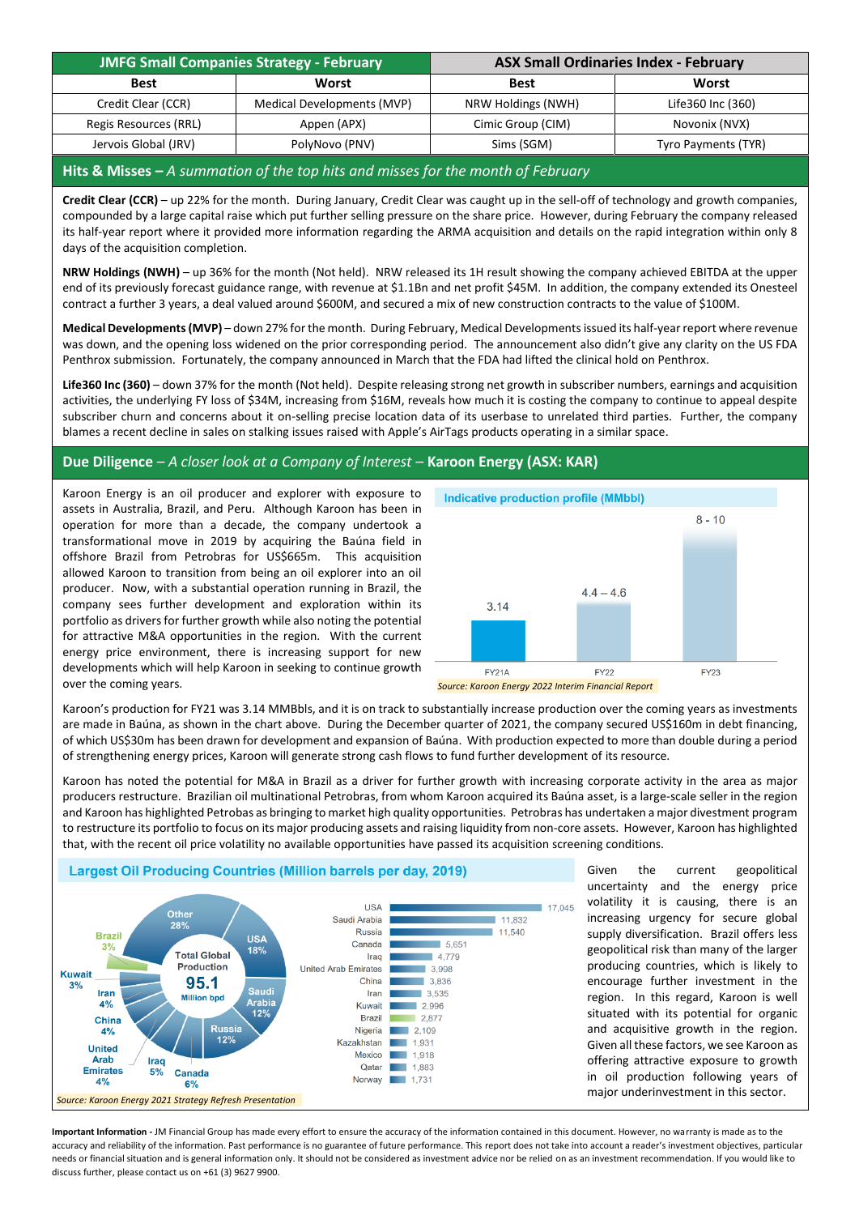| JMFG Small Companies Strategy - February | | ASX Small Ordinaries Index - February | |
|---|---|---|---|
| **Best** | **Worst** | **Best** | **Worst** |
| Credit Clear (CCR) | Medical Developments (MVP) | NRW Holdings (NWH) | Life360 Inc (360) |
| Regis Resources (RRL) | Appen (APX) | Cimic Group (CIM) | Novonix (NVX) |
| Jervois Global (JRV) | PolyNovo (PNV) | Sims (SGM) | Tyro Payments (TYR) |

## Hits & Misses – *A summation of the top hits and misses for the month of February*

**Credit Clear (CCR)** – up 22% for the month. During January, Credit Clear was caught up in the sell-off of technology and growth companies, compounded by a large capital raise which put further selling pressure on the share price. However, during February the company released its half-year report where it provided more information regarding the ARMA acquisition and details on the rapid integration within only 8 days of the acquisition completion.

**NRW Holdings (NWH)** – up 36% for the month (Not held). NRW released its 1H result showing the company achieved EBITDA at the upper end of its previously forecast guidance range, with revenue at $1.1Bn and net profit $45M. In addition, the company extended its Onesteel contract a further 3 years, a deal valued around $600M, and secured a mix of new construction contracts to the value of $100M.

**Medical Developments (MVP)** – down 27% for the month. During February, Medical Developments issued its half-year report where revenue was down, and the opening loss widened on the prior corresponding period. The announcement also didn't give any clarity on the US FDA Penthrox submission. Fortunately, the company announced in March that the FDA had lifted the clinical hold on Penthrox.

**Life360 Inc (360)** – down 37% for the month (Not held). Despite releasing strong net growth in subscriber numbers, earnings and acquisition activities, the underlying FY loss of $34M, increasing from $16M, reveals how much it is costing the company to continue to appeal despite subscriber churn and concerns about it on-selling precise location data of its userbase to unrelated third parties. Further, the company blames a recent decline in sales on stalking issues raised with Apple's AirTags products operating in a similar space.

## Due Diligence – *A closer look at a Company of Interest* – Karoon Energy (ASX: KAR)

Karoon Energy is an oil producer and explorer with exposure to assets in Australia, Brazil, and Peru. Although Karoon has been in operation for more than a decade, the company undertook a transformational move in 2019 by acquiring the Baúna field in offshore Brazil from Petrobras for US$665m. This acquisition allowed Karoon to transition from being an oil explorer into an oil producer. Now, with a substantial operation running in Brazil, the company sees further development and exploration within its portfolio as drivers for further growth while also noting the potential for attractive M&A opportunities in the region. With the current energy price environment, there is increasing support for new developments which will help Karoon in seeking to continue growth over the coming years.

Indicative production profile (MMbbl)

3.14
4.4 – 4.6
8 - 10
FY21A
FY22
FY23

*Source: Karoon Energy 2022 Interim Financial Report*

Karoon's production for FY21 was 3.14 MMBbls, and it is on track to substantially increase production over the coming years as investments are made in Baúna, as shown in the chart above. During the December quarter of 2021, the company secured US$160m in debt financing, of which US$30m has been drawn for development and expansion of Baúna. With production expected to more than double during a period of strengthening energy prices, Karoon will generate strong cash flows to fund further development of its resource.

Karoon has noted the potential for M&A in Brazil as a driver for further growth with increasing corporate activity in the area as major producers restructure. Brazilian oil multinational Petrobras, from whom Karoon acquired its Baúna asset, is a large-scale seller in the region and Karoon has highlighted Petrobas as bringing to market high quality opportunities. Petrobras has undertaken a major divestment program to restructure its portfolio to focus on its major producing assets and raising liquidity from non-core assets. However, Karoon has highlighted that, with the recent oil price volatility no available opportunities have passed its acquisition screening conditions.

Largest Oil Producing Countries (Million barrels per day, 2019)

Total Global Production
95.1
Million bpd

Other 28%
USA 18%
Saudi Arabia 12%
Russia 12%
Canada 6%
Iraq 5%
United Arab Emirates 4%
China 4%
Iran 4%
Kuwait 3%
Brazil 3%

USA 17,045
Saudi Arabia 11,832
Russia 11,540
Canada 5,651
Iraq 4,779
United Arab Emirates 3,998
China 3,836
Iran 3,535
Kuwait 2,996
Brazil 2,877
Nigeria 2,109
Kazakhstan 1,931
Mexico 1,918
Qatar 1,883
Norway 1,731

*Source: Karoon Energy 2021 Strategy Refresh Presentation*

Given the current geopolitical uncertainty and the energy price volatility it is causing, there is an increasing urgency for secure global supply diversification. Brazil offers less geopolitical risk than many of the larger producing countries, which is likely to encourage further investment in the region. In this regard, Karoon is well situated with its potential for organic and acquisitive growth in the region. Given all these factors, we see Karoon as offering attractive exposure to growth in oil production following years of major underinvestment in this sector.

**Important Information -** JM Financial Group has made every effort to ensure the accuracy of the information contained in this document. However, no warranty is made as to the accuracy and reliability of the information. Past performance is no guarantee of future performance. This report does not take into account a reader's investment objectives, particular needs or financial situation and is general information only. It should not be considered as investment advice nor be relied on as an investment recommendation. If you would like to discuss further, please contact us on +61 (3) 9627 9900.